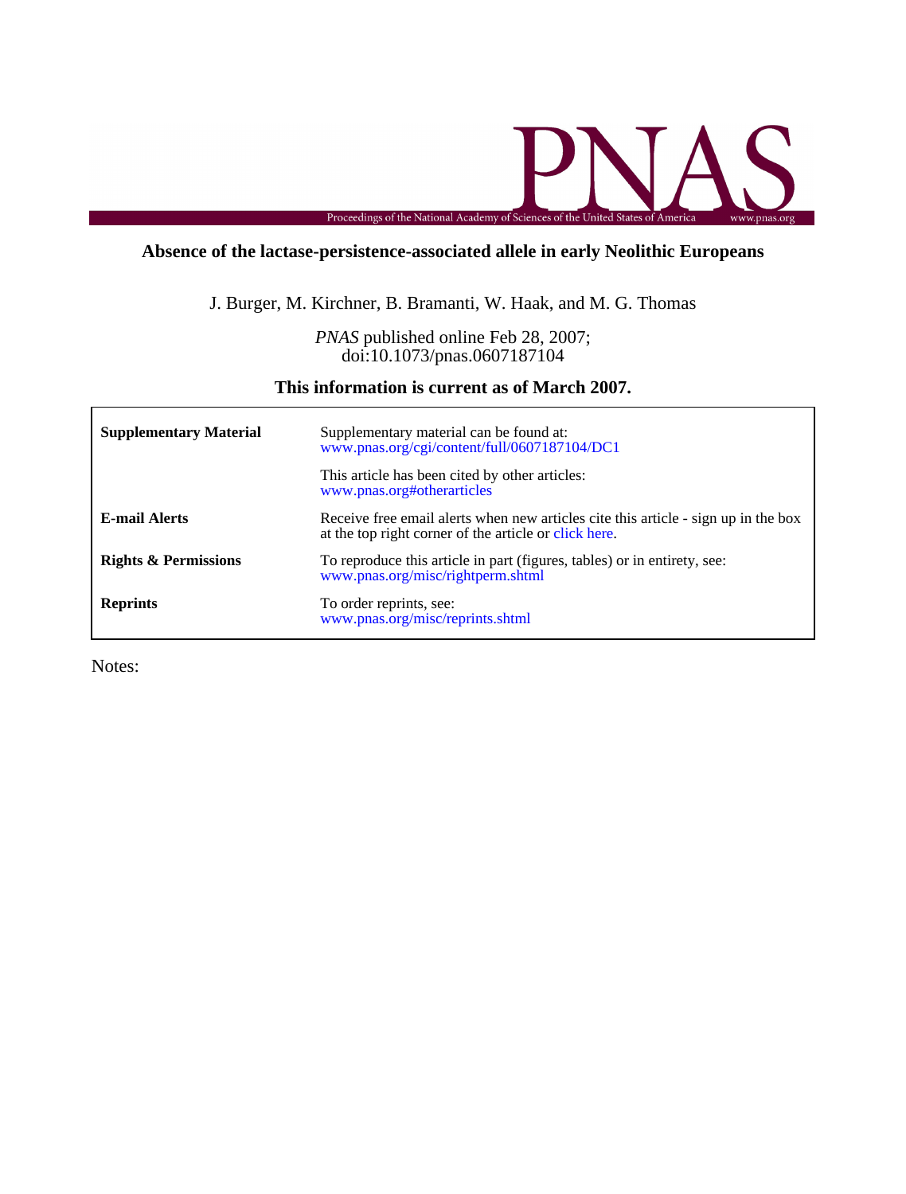# Absence of the lactase-persistence-associated allele in early Neolithic Europeans

J. Burger, M. Kirchner, B. Bramanti, W. Haak, and M. G. Thomas

*PNAS* published online Feb 28, 2007;
doi:10.1073/pnas.0607187104

**This information is current as of March 2007.**

| | |
|---|---|
| **Supplementary Material** | Supplementary material can be found at: www.pnas.org/cgi/content/full/0607187104/DC1 |
| | This article has been cited by other articles: www.pnas.org#otherarticles |
| **E-mail Alerts** | Receive free email alerts when new articles cite this article - sign up in the box at the top right corner of the article or click here. |
| **Rights & Permissions** | To reproduce this article in part (figures, tables) or in entirety, see: www.pnas.org/misc/rightperm.shtml |
| **Reprints** | To order reprints, see: www.pnas.org/misc/reprints.shtml |

Notes: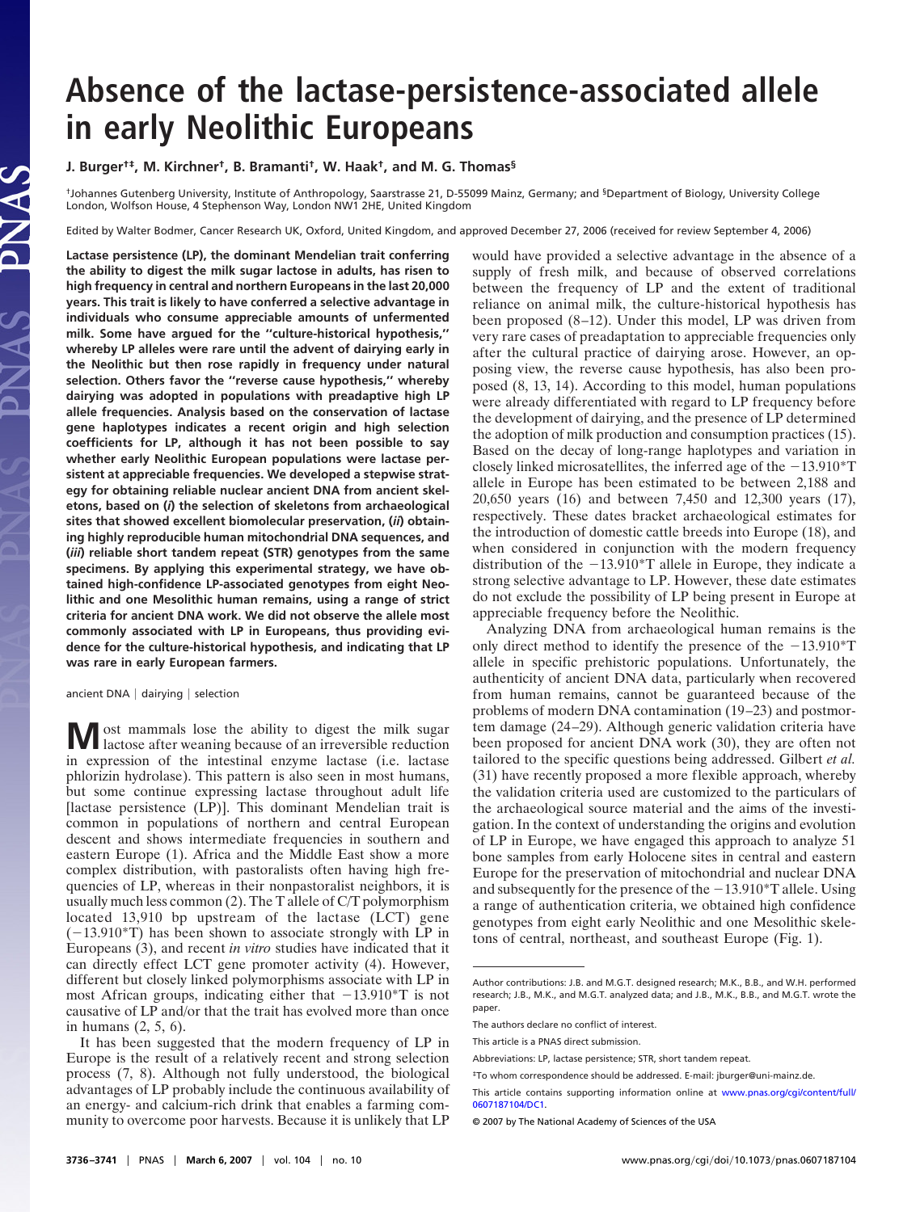# Absence of the lactase-persistence-associated allele in early Neolithic Europeans

**J. Burger[†‡], M. Kirchner[†], B. Bramanti[†], W. Haak[†], and M. G. Thomas[§]**

[†]Johannes Gutenberg University, Institute of Anthropology, Saarstrasse 21, D-55099 Mainz, Germany; and [§]Department of Biology, University College London, Wolfson House, 4 Stephenson Way, London NW1 2HE, United Kingdom

Edited by Walter Bodmer, Cancer Research UK, Oxford, United Kingdom, and approved December 27, 2006 (received for review September 4, 2006)

**Lactase persistence (LP), the dominant Mendelian trait conferring the ability to digest the milk sugar lactose in adults, has risen to high frequency in central and northern Europeans in the last 20,000 years. This trait is likely to have conferred a selective advantage in individuals who consume appreciable amounts of unfermented milk. Some have argued for the "culture-historical hypothesis," whereby LP alleles were rare until the advent of dairying early in the Neolithic but then rose rapidly in frequency under natural selection. Others favor the "reverse cause hypothesis," whereby dairying was adopted in populations with preadaptive high LP allele frequencies. Analysis based on the conservation of lactase gene haplotypes indicates a recent origin and high selection coefficients for LP, although it has not been possible to say whether early Neolithic European populations were lactase persistent at appreciable frequencies. We developed a stepwise strategy for obtaining reliable nuclear ancient DNA from ancient skeletons, based on (*i*) the selection of skeletons from archaeological sites that showed excellent biomolecular preservation, (*ii*) obtaining highly reproducible human mitochondrial DNA sequences, and (*iii*) reliable short tandem repeat (STR) genotypes from the same specimens. By applying this experimental strategy, we have obtained high-confidence LP-associated genotypes from eight Neolithic and one Mesolithic human remains, using a range of strict criteria for ancient DNA work. We did not observe the allele most commonly associated with LP in Europeans, thus providing evidence for the culture-historical hypothesis, and indicating that LP was rare in early European farmers.**

ancient DNA | dairying | selection

Most mammals lose the ability to digest the milk sugar lactose after weaning because of an irreversible reduction in expression of the intestinal enzyme lactase (i.e. lactase phlorizin hydrolase). This pattern is also seen in most humans, but some continue expressing lactase throughout adult life [lactase persistence (LP)]. This dominant Mendelian trait is common in populations of northern and central European descent and shows intermediate frequencies in southern and eastern Europe (1). Africa and the Middle East show a more complex distribution, with pastoralists often having high frequencies of LP, whereas in their nonpastoralist neighbors, it is usually much less common (2). The T allele of C/T polymorphism located 13,910 bp upstream of the lactase (LCT) gene (−13.910*T) has been shown to associate strongly with LP in Europeans (3), and recent *in vitro* studies have indicated that it can directly effect LCT gene promoter activity (4). However, different but closely linked polymorphisms associate with LP in most African groups, indicating either that −13.910*T is not causative of LP and/or that the trait has evolved more than once in humans (2, 5, 6).

It has been suggested that the modern frequency of LP in Europe is the result of a relatively recent and strong selection process (7, 8). Although not fully understood, the biological advantages of LP probably include the continuous availability of an energy- and calcium-rich drink that enables a farming community to overcome poor harvests. Because it is unlikely that LP would have provided a selective advantage in the absence of a supply of fresh milk, and because of observed correlations between the frequency of LP and the extent of traditional reliance on animal milk, the culture-historical hypothesis has been proposed (8–12). Under this model, LP was driven from very rare cases of preadaptation to appreciable frequencies only after the cultural practice of dairying arose. However, an opposing view, the reverse cause hypothesis, has also been proposed (8, 13, 14). According to this model, human populations were already differentiated with regard to LP frequency before the development of dairying, and the presence of LP determined the adoption of milk production and consumption practices (15). Based on the decay of long-range haplotypes and variation in closely linked microsatellites, the inferred age of the −13.910*T allele in Europe has been estimated to be between 2,188 and 20,650 years (16) and between 7,450 and 12,300 years (17), respectively. These dates bracket archaeological estimates for the introduction of domestic cattle breeds into Europe (18), and when considered in conjunction with the modern frequency distribution of the −13.910*T allele in Europe, they indicate a strong selective advantage to LP. However, these date estimates do not exclude the possibility of LP being present in Europe at appreciable frequency before the Neolithic.

Analyzing DNA from archaeological human remains is the only direct method to identify the presence of the −13.910*T allele in specific prehistoric populations. Unfortunately, the authenticity of ancient DNA data, particularly when recovered from human remains, cannot be guaranteed because of the problems of modern DNA contamination (19–23) and postmortem damage (24–29). Although generic validation criteria have been proposed for ancient DNA work (30), they are often not tailored to the specific questions being addressed. Gilbert *et al.* (31) have recently proposed a more flexible approach, whereby the validation criteria used are customized to the particulars of the archaeological source material and the aims of the investigation. In the context of understanding the origins and evolution of LP in Europe, we have engaged this approach to analyze 51 bone samples from early Holocene sites in central and eastern Europe for the preservation of mitochondrial and nuclear DNA and subsequently for the presence of the −13.910*T allele. Using a range of authentication criteria, we obtained high confidence genotypes from eight early Neolithic and one Mesolithic skeletons of central, northeast, and southeast Europe (Fig. 1).

---

Author contributions: J.B. and M.G.T. designed research; M.K., B.B., and W.H. performed research; J.B., M.K., and M.G.T. analyzed data; and J.B., M.K., B.B., and M.G.T. wrote the paper.

The authors declare no conflict of interest.

This article is a PNAS direct submission.

Abbreviations: LP, lactase persistence; STR, short tandem repeat.

[‡]To whom correspondence should be addressed. E-mail: jburger@uni-mainz.de.

This article contains supporting information online at www.pnas.org/cgi/content/full/0607187104/DC1.

© 2007 by The National Academy of Sciences of the USA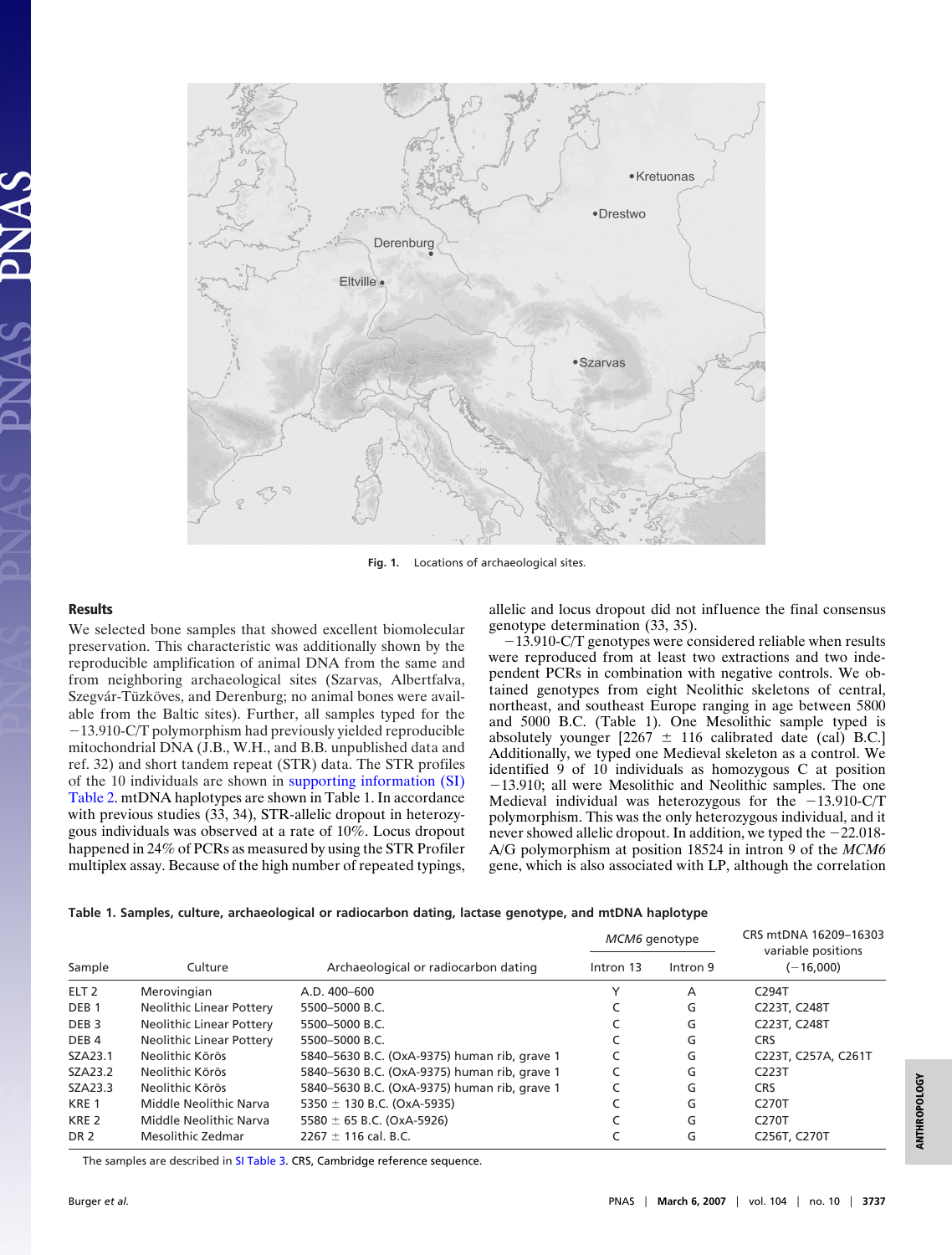Fig. 1. Locations of archaeological sites.

## Results

We selected bone samples that showed excellent biomolecular preservation. This characteristic was additionally shown by the reproducible amplification of animal DNA from the same and from neighboring archaeological sites (Szarvas, Albertfalva, Szegvár-Tüzköves, and Derenburg; no animal bones were available from the Baltic sites). Further, all samples typed for the −13.910-C/T polymorphism had previously yielded reproducible mitochondrial DNA (J.B., W.H., and B.B. unpublished data and ref. 32) and short tandem repeat (STR) data. The STR profiles of the 10 individuals are shown in supporting information (SI) Table 2. mtDNA haplotypes are shown in Table 1. In accordance with previous studies (33, 34), STR-allelic dropout in heterozygous individuals was observed at a rate of 10%. Locus dropout happened in 24% of PCRs as measured by using the STR Profiler multiplex assay. Because of the high number of repeated typings, allelic and locus dropout did not influence the final consensus genotype determination (33, 35).

−13.910-C/T genotypes were considered reliable when results were reproduced from at least two extractions and two independent PCRs in combination with negative controls. We obtained genotypes from eight Neolithic skeletons of central, northeast, and southeast Europe ranging in age between 5800 and 5000 B.C. (Table 1). One Mesolithic sample typed is absolutely younger [2267 ± 116 calibrated date (cal) B.C.] Additionally, we typed one Medieval skeleton as a control. We identified 9 of 10 individuals as homozygous C at position −13.910; all were Mesolithic and Neolithic samples. The one Medieval individual was heterozygous for the −13.910-C/T polymorphism. This was the only heterozygous individual, and it never showed allelic dropout. In addition, we typed the −22.018-A/G polymorphism at position 18524 in intron 9 of the *MCM6* gene, which is also associated with LP, although the correlation

**Table 1. Samples, culture, archaeological or radiocarbon dating, lactase genotype, and mtDNA haplotype**

| Sample | Culture | Archaeological or radiocarbon dating | *MCM6* genotype | | CRS mtDNA 16209–16303 variable positions (−16,000) |
|---|---|---|---|---|---|
| | | | Intron 13 | Intron 9 | |
| ELT 2 | Merovingian | A.D. 400–600 | Y | A | C294T |
| DEB 1 | Neolithic Linear Pottery | 5500–5000 B.C. | C | G | C223T, C248T |
| DEB 3 | Neolithic Linear Pottery | 5500–5000 B.C. | C | G | C223T, C248T |
| DEB 4 | Neolithic Linear Pottery | 5500–5000 B.C. | C | G | CRS |
| SZA23.1 | Neolithic Körös | 5840–5630 B.C. (OxA-9375) human rib, grave 1 | C | G | C223T, C257A, C261T |
| SZA23.2 | Neolithic Körös | 5840–5630 B.C. (OxA-9375) human rib, grave 1 | C | G | C223T |
| SZA23.3 | Neolithic Körös | 5840–5630 B.C. (OxA-9375) human rib, grave 1 | C | G | CRS |
| KRE 1 | Middle Neolithic Narva | 5350 ± 130 B.C. (OxA-5935) | C | G | C270T |
| KRE 2 | Middle Neolithic Narva | 5580 ± 65 B.C. (OxA-5926) | C | G | C270T |
| DR 2 | Mesolithic Zedmar | 2267 ± 116 cal. B.C. | C | G | C256T, C270T |

The samples are described in SI Table 3. CRS, Cambridge reference sequence.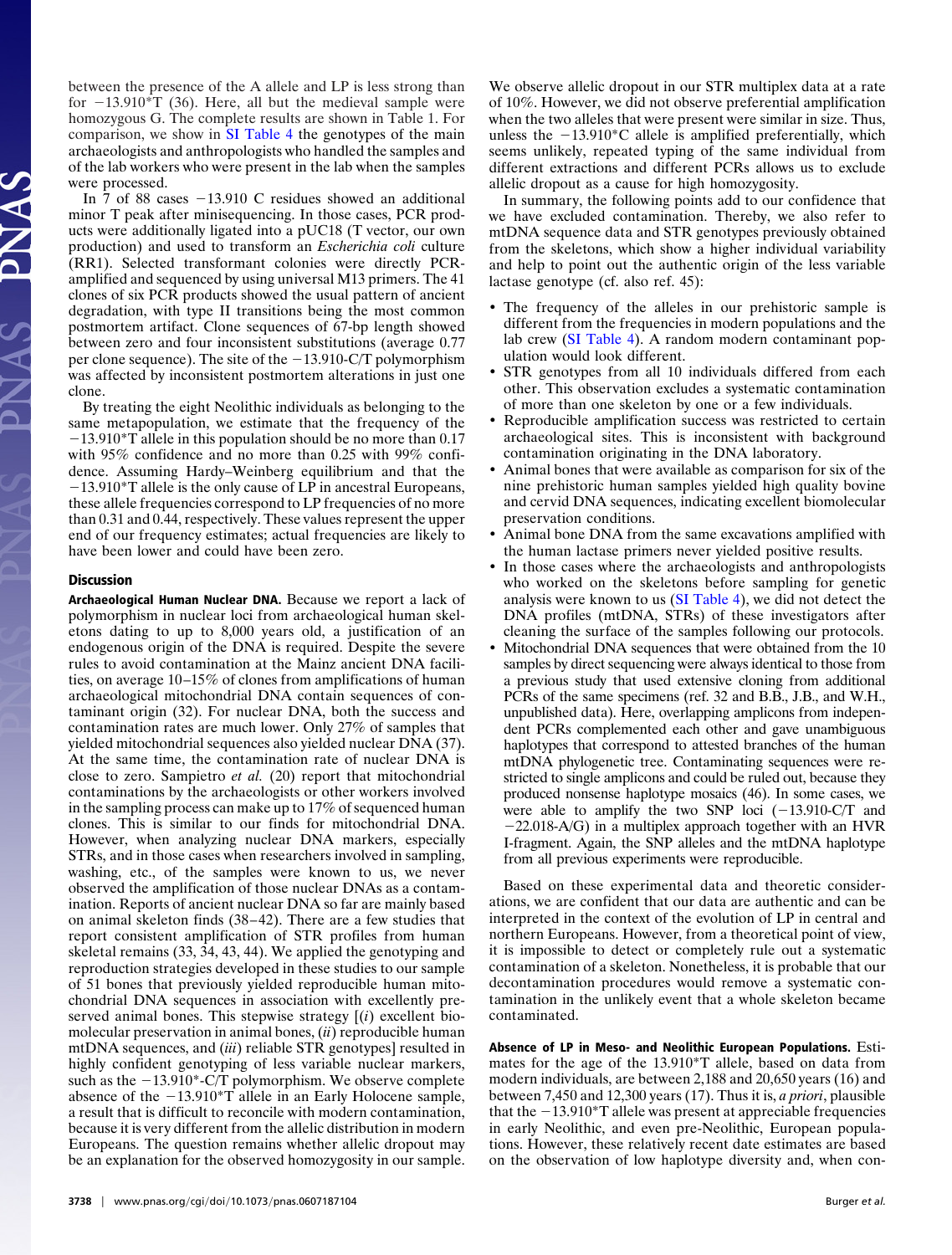between the presence of the A allele and LP is less strong than for −13.910*T (36). Here, all but the medieval sample were homozygous G. The complete results are shown in Table 1. For comparison, we show in SI Table 4 the genotypes of the main archaeologists and anthropologists who handled the samples and of the lab workers who were present in the lab when the samples were processed.

In 7 of 88 cases −13.910 C residues showed an additional minor T peak after minisequencing. In those cases, PCR products were additionally ligated into a pUC18 (T vector, our own production) and used to transform an *Escherichia coli* culture (RR1). Selected transformant colonies were directly PCR-amplified and sequenced by using universal M13 primers. The 41 clones of six PCR products showed the usual pattern of ancient degradation, with type II transitions being the most common postmortem artifact. Clone sequences of 67-bp length showed between zero and four inconsistent substitutions (average 0.77 per clone sequence). The site of the −13.910-C/T polymorphism was affected by inconsistent postmortem alterations in just one clone.

By treating the eight Neolithic individuals as belonging to the same metapopulation, we estimate that the frequency of the −13.910*T allele in this population should be no more than 0.17 with 95% confidence and no more than 0.25 with 99% confidence. Assuming Hardy–Weinberg equilibrium and that the −13.910*T allele is the only cause of LP in ancestral Europeans, these allele frequencies correspond to LP frequencies of no more than 0.31 and 0.44, respectively. These values represent the upper end of our frequency estimates; actual frequencies are likely to have been lower and could have been zero.

## Discussion

**Archaeological Human Nuclear DNA.** Because we report a lack of polymorphism in nuclear loci from archaeological human skeletons dating to up to 8,000 years old, a justification of an endogenous origin of the DNA is required. Despite the severe rules to avoid contamination at the Mainz ancient DNA facilities, on average 10–15% of clones from amplifications of human archaeological mitochondrial DNA contain sequences of contaminant origin (32). For nuclear DNA, both the success and contamination rates are much lower. Only 27% of samples that yielded mitochondrial sequences also yielded nuclear DNA (37). At the same time, the contamination rate of nuclear DNA is close to zero. Sampietro *et al.* (20) report that mitochondrial contaminations by the archaeologists or other workers involved in the sampling process can make up to 17% of sequenced human clones. This is similar to our finds for mitochondrial DNA. However, when analyzing nuclear DNA markers, especially STRs, and in those cases when researchers involved in sampling, washing, etc., of the samples were known to us, we never observed the amplification of those nuclear DNAs as a contamination. Reports of ancient nuclear DNA so far are mainly based on animal skeleton finds (38–42). There are a few studies that report consistent amplification of STR profiles from human skeletal remains (33, 34, 43, 44). We applied the genotyping and reproduction strategies developed in these studies to our sample of 51 bones that previously yielded reproducible human mitochondrial DNA sequences in association with excellently preserved animal bones. This stepwise strategy [(*i*) excellent biomolecular preservation in animal bones, (*ii*) reproducible human mtDNA sequences, and (*iii*) reliable STR genotypes] resulted in highly confident genotyping of less variable nuclear markers, such as the −13.910*-C/T polymorphism. We observe complete absence of the −13.910*T allele in an Early Holocene sample, a result that is difficult to reconcile with modern contamination, because it is very different from the allelic distribution in modern Europeans. The question remains whether allelic dropout may be an explanation for the observed homozygosity in our sample. We observe allelic dropout in our STR multiplex data at a rate of 10%. However, we did not observe preferential amplification when the two alleles that were present were similar in size. Thus, unless the −13.910*C allele is amplified preferentially, which seems unlikely, repeated typing of the same individual from different extractions and different PCRs allows us to exclude allelic dropout as a cause for high homozygosity.

In summary, the following points add to our confidence that we have excluded contamination. Thereby, we also refer to mtDNA sequence data and STR genotypes previously obtained from the skeletons, which show a higher individual variability and help to point out the authentic origin of the less variable lactase genotype (cf. also ref. 45):

- The frequency of the alleles in our prehistoric sample is different from the frequencies in modern populations and the lab crew (SI Table 4). A random modern contaminant population would look different.
- STR genotypes from all 10 individuals differed from each other. This observation excludes a systematic contamination of more than one skeleton by one or a few individuals.
- Reproducible amplification success was restricted to certain archaeological sites. This is inconsistent with background contamination originating in the DNA laboratory.
- Animal bones that were available as comparison for six of the nine prehistoric human samples yielded high quality bovine and cervid DNA sequences, indicating excellent biomolecular preservation conditions.
- Animal bone DNA from the same excavations amplified with the human lactase primers never yielded positive results.
- In those cases where the archaeologists and anthropologists who worked on the skeletons before sampling for genetic analysis were known to us (SI Table 4), we did not detect the DNA profiles (mtDNA, STRs) of these investigators after cleaning the surface of the samples following our protocols.
- Mitochondrial DNA sequences that were obtained from the 10 samples by direct sequencing were always identical to those from a previous study that used extensive cloning from additional PCRs of the same specimens (ref. 32 and B.B., J.B., and W.H., unpublished data). Here, overlapping amplicons from independent PCRs complemented each other and gave unambiguous haplotypes that correspond to attested branches of the human mtDNA phylogenetic tree. Contaminating sequences were restricted to single amplicons and could be ruled out, because they produced nonsense haplotype mosaics (46). In some cases, we were able to amplify the two SNP loci (−13.910-C/T and −22.018-A/G) in a multiplex approach together with an HVR I-fragment. Again, the SNP alleles and the mtDNA haplotype from all previous experiments were reproducible.

Based on these experimental data and theoretic considerations, we are confident that our data are authentic and can be interpreted in the context of the evolution of LP in central and northern Europeans. However, from a theoretical point of view, it is impossible to detect or completely rule out a systematic contamination of a skeleton. Nonetheless, it is probable that our decontamination procedures would remove a systematic contamination in the unlikely event that a whole skeleton became contaminated.

**Absence of LP in Meso- and Neolithic European Populations.** Estimates for the age of the 13.910*T allele, based on data from modern individuals, are between 2,188 and 20,650 years (16) and between 7,450 and 12,300 years (17). Thus it is, *a priori*, plausible that the −13.910*T allele was present at appreciable frequencies in early Neolithic, and even pre-Neolithic, European populations. However, these relatively recent date estimates are based on the observation of low haplotype diversity and, when con-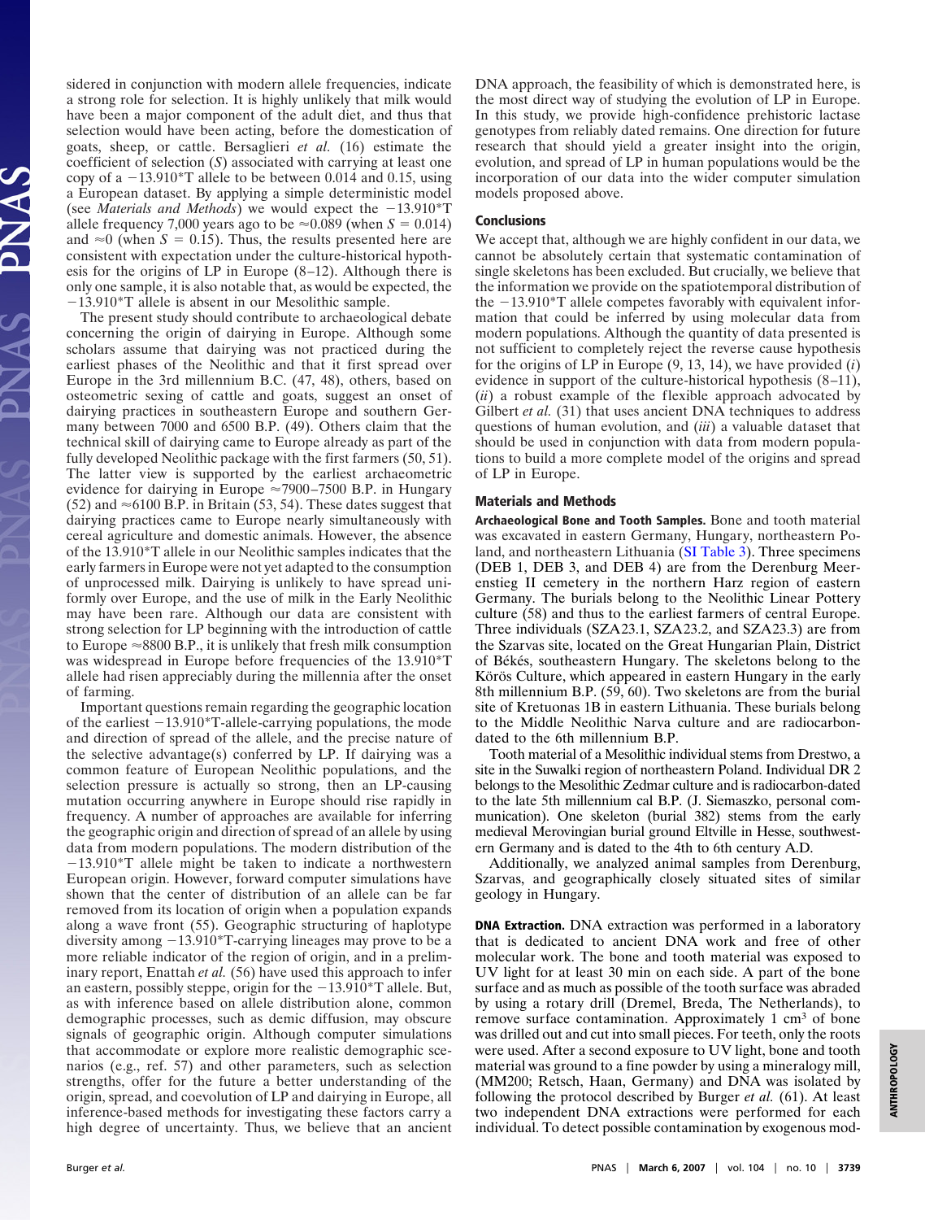sidered in conjunction with modern allele frequencies, indicate a strong role for selection. It is highly unlikely that milk would have been a major component of the adult diet, and thus that selection would have been acting, before the domestication of goats, sheep, or cattle. Bersaglieri *et al.* (16) estimate the coefficient of selection (*S*) associated with carrying at least one copy of a −13.910*T allele to be between 0.014 and 0.15, using a European dataset. By applying a simple deterministic model (see *Materials and Methods*) we would expect the −13.910*T allele frequency 7,000 years ago to be ≈0.089 (when $S = 0.014$) and ≈0 (when $S = 0.15$). Thus, the results presented here are consistent with expectation under the culture-historical hypothesis for the origins of LP in Europe (8–12). Although there is only one sample, it is also notable that, as would be expected, the −13.910*T allele is absent in our Mesolithic sample.

The present study should contribute to archaeological debate concerning the origin of dairying in Europe. Although some scholars assume that dairying was not practiced during the earliest phases of the Neolithic and that it first spread over Europe in the 3rd millennium B.C. (47, 48), others, based on osteometric sexing of cattle and goats, suggest an onset of dairying practices in southeastern Europe and southern Germany between 7000 and 6500 B.P. (49). Others claim that the technical skill of dairying came to Europe already as part of the fully developed Neolithic package with the first farmers (50, 51). The latter view is supported by the earliest archaeometric evidence for dairying in Europe ≈7900–7500 B.P. in Hungary (52) and ≈6100 B.P. in Britain (53, 54). These dates suggest that dairying practices came to Europe nearly simultaneously with cereal agriculture and domestic animals. However, the absence of the 13.910*T allele in our Neolithic samples indicates that the early farmers in Europe were not yet adapted to the consumption of unprocessed milk. Dairying is unlikely to have spread uniformly over Europe, and the use of milk in the Early Neolithic may have been rare. Although our data are consistent with strong selection for LP beginning with the introduction of cattle to Europe ≈8800 B.P., it is unlikely that fresh milk consumption was widespread in Europe before frequencies of the 13.910*T allele had risen appreciably during the millennia after the onset of farming.

Important questions remain regarding the geographic location of the earliest −13.910*T-allele-carrying populations, the mode and direction of spread of the allele, and the precise nature of the selective advantage(s) conferred by LP. If dairying was a common feature of European Neolithic populations, and the selection pressure is actually so strong, then an LP-causing mutation occurring anywhere in Europe should rise rapidly in frequency. A number of approaches are available for inferring the geographic origin and direction of spread of an allele by using data from modern populations. The modern distribution of the −13.910*T allele might be taken to indicate a northwestern European origin. However, forward computer simulations have shown that the center of distribution of an allele can be far removed from its location of origin when a population expands along a wave front (55). Geographic structuring of haplotype diversity among −13.910*T-carrying lineages may prove to be a more reliable indicator of the region of origin, and in a preliminary report, Enattah *et al.* (56) have used this approach to infer an eastern, possibly steppe, origin for the −13.910*T allele. But, as with inference based on allele distribution alone, common demographic processes, such as demic diffusion, may obscure signals of geographic origin. Although computer simulations that accommodate or explore more realistic demographic scenarios (e.g., ref. 57) and other parameters, such as selection strengths, offer for the future a better understanding of the origin, spread, and coevolution of LP and dairying in Europe, all inference-based methods for investigating these factors carry a high degree of uncertainty. Thus, we believe that an ancient DNA approach, the feasibility of which is demonstrated here, is the most direct way of studying the evolution of LP in Europe. In this study, we provide high-confidence prehistoric lactase genotypes from reliably dated remains. One direction for future research that should yield a greater insight into the origin, evolution, and spread of LP in human populations would be the incorporation of our data into the wider computer simulation models proposed above.

## Conclusions

We accept that, although we are highly confident in our data, we cannot be absolutely certain that systematic contamination of single skeletons has been excluded. But crucially, we believe that the information we provide on the spatiotemporal distribution of the −13.910*T allele competes favorably with equivalent information that could be inferred by using molecular data from modern populations. Although the quantity of data presented is not sufficient to completely reject the reverse cause hypothesis for the origins of LP in Europe (9, 13, 14), we have provided (*i*) evidence in support of the culture-historical hypothesis (8–11), (*ii*) a robust example of the flexible approach advocated by Gilbert *et al.* (31) that uses ancient DNA techniques to address questions of human evolution, and (*iii*) a valuable dataset that should be used in conjunction with data from modern populations to build a more complete model of the origins and spread of LP in Europe.

## Materials and Methods

**Archaeological Bone and Tooth Samples.** Bone and tooth material was excavated in eastern Germany, Hungary, northeastern Poland, and northeastern Lithuania (SI Table 3). Three specimens (DEB 1, DEB 3, and DEB 4) are from the Derenburg Meerenstieg II cemetery in the northern Harz region of eastern Germany. The burials belong to the Neolithic Linear Pottery culture (58) and thus to the earliest farmers of central Europe. Three individuals (SZA23.1, SZA23.2, and SZA23.3) are from the Szarvas site, located on the Great Hungarian Plain, District of Békés, southeastern Hungary. The skeletons belong to the Körös Culture, which appeared in eastern Hungary in the early 8th millennium B.P. (59, 60). Two skeletons are from the burial site of Kretuonas 1B in eastern Lithuania. These burials belong to the Middle Neolithic Narva culture and are radiocarbon-dated to the 6th millennium B.P.

Tooth material of a Mesolithic individual stems from Drestwo, a site in the Suwalki region of northeastern Poland. Individual DR 2 belongs to the Mesolithic Zedmar culture and is radiocarbon-dated to the late 5th millennium cal B.P. (J. Siemaszko, personal communication). One skeleton (burial 382) stems from the early medieval Merovingian burial ground Eltville in Hesse, southwestern Germany and is dated to the 4th to 6th century A.D.

Additionally, we analyzed animal samples from Derenburg, Szarvas, and geographically closely situated sites of similar geology in Hungary.

**DNA Extraction.** DNA extraction was performed in a laboratory that is dedicated to ancient DNA work and free of other molecular work. The bone and tooth material was exposed to UV light for at least 30 min on each side. A part of the bone surface and as much as possible of the tooth surface was abraded by using a rotary drill (Dremel, Breda, The Netherlands), to remove surface contamination. Approximately 1 $cm^3$ of bone was drilled out and cut into small pieces. For teeth, only the roots were used. After a second exposure to UV light, bone and tooth material was ground to a fine powder by using a mineralogy mill, (MM200; Retsch, Haan, Germany) and DNA was isolated by following the protocol described by Burger *et al.* (61). At least two independent DNA extractions were performed for each individual. To detect possible contamination by exogenous mod-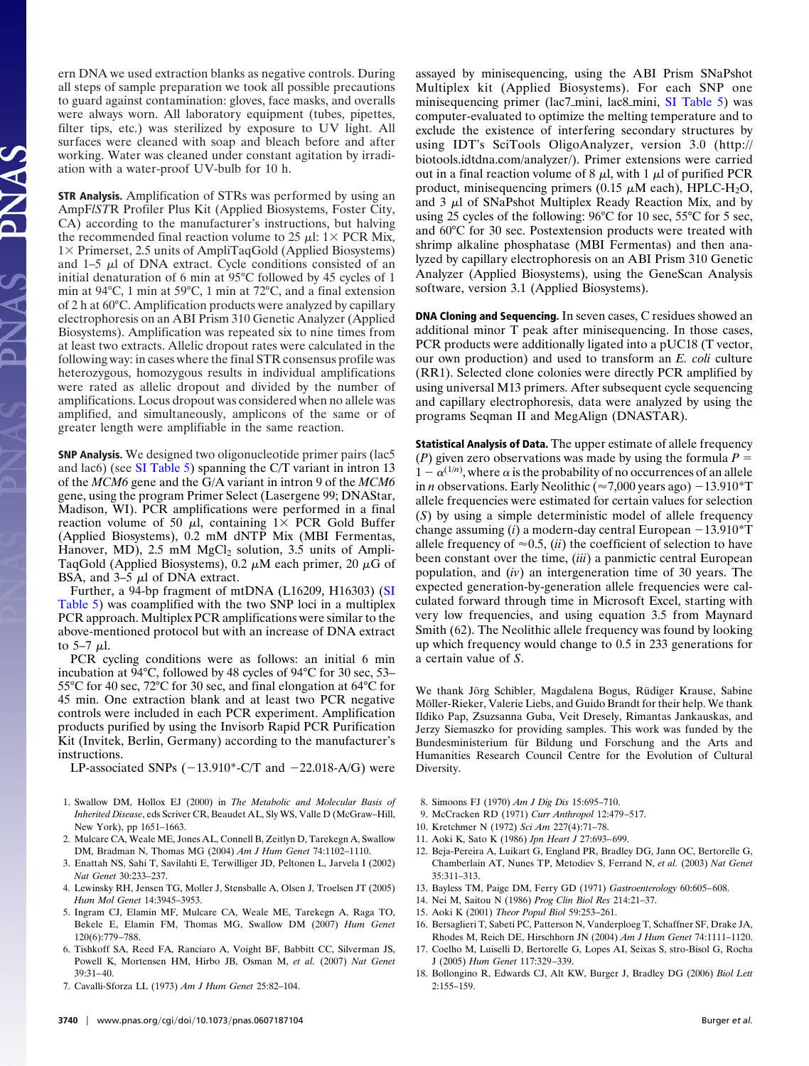ern DNA we used extraction blanks as negative controls. During all steps of sample preparation we took all possible precautions to guard against contamination: gloves, face masks, and overalls were always worn. All laboratory equipment (tubes, pipettes, filter tips, etc.) was sterilized by exposure to UV light. All surfaces were cleaned with soap and bleach before and after working. Water was cleaned under constant agitation by irradiation with a water-proof UV-bulb for 10 h.

**STR Analysis.** Amplification of STRs was performed by using an AmpF*l*STR Profiler Plus Kit (Applied Biosystems, Foster City, CA) according to the manufacturer's instructions, but halving the recommended final reaction volume to 25 μl: 1× PCR Mix, 1× Primerset, 2.5 units of AmpliTaqGold (Applied Biosystems) and 1–5 μl of DNA extract. Cycle conditions consisted of an initial denaturation of 6 min at 95°C followed by 45 cycles of 1 min at 94°C, 1 min at 59°C, 1 min at 72°C, and a final extension of 2 h at 60°C. Amplification products were analyzed by capillary electrophoresis on an ABI Prism 310 Genetic Analyzer (Applied Biosystems). Amplification was repeated six to nine times from at least two extracts. Allelic dropout rates were calculated in the following way: in cases where the final STR consensus profile was heterozygous, homozygous results in individual amplifications were rated as allelic dropout and divided by the number of amplifications. Locus dropout was considered when no allele was amplified, and simultaneously, amplicons of the same or of greater length were amplifiable in the same reaction.

**SNP Analysis.** We designed two oligonucleotide primer pairs (lac5 and lac6) (see SI Table 5) spanning the C/T variant in intron 13 of the *MCM6* gene and the G/A variant in intron 9 of the *MCM6* gene, using the program Primer Select (Lasergene 99; DNAStar, Madison, WI). PCR amplifications were performed in a final reaction volume of 50 μl, containing 1× PCR Gold Buffer (Applied Biosystems), 0.2 mM dNTP Mix (MBI Fermentas, Hanover, MD), 2.5 mM $MgCl_2$ solution, 3.5 units of AmpliTaqGold (Applied Biosystems), 0.2 μM each primer, 20 μG of BSA, and 3–5 μl of DNA extract.

Further, a 94-bp fragment of mtDNA (L16209, H16303) (SI Table 5) was coamplified with the two SNP loci in a multiplex PCR approach. Multiplex PCR amplifications were similar to the above-mentioned protocol but with an increase of DNA extract to 5–7 μl.

PCR cycling conditions were as follows: an initial 6 min incubation at 94°C, followed by 48 cycles of 94°C for 30 sec, 53–55°C for 40 sec, 72°C for 30 sec, and final elongation at 64°C for 45 min. One extraction blank and at least two PCR negative controls were included in each PCR experiment. Amplification products purified by using the Invisorb Rapid PCR Purification Kit (Invitek, Berlin, Germany) according to the manufacturer's instructions.

LP-associated SNPs (−13.910*-C/T and −22.018-A/G) were assayed by minisequencing, using the ABI Prism SNaPshot Multiplex kit (Applied Biosystems). For each SNP one minisequencing primer (lac7_mini, lac8_mini, SI Table 5) was computer-evaluated to optimize the melting temperature and to exclude the existence of interfering secondary structures by using IDT's SciTools OligoAnalyzer, version 3.0 (http://biotools.idtdna.com/analyzer/). Primer extensions were carried out in a final reaction volume of 8 μl, with 1 μl of purified PCR product, minisequencing primers (0.15 μM each), HPLC-$H_2O$, and 3 μl of SNaPshot Multiplex Ready Reaction Mix, and by using 25 cycles of the following: 96°C for 10 sec, 55°C for 5 sec, and 60°C for 30 sec. Postextension products were treated with shrimp alkaline phosphatase (MBI Fermentas) and then analyzed by capillary electrophoresis on an ABI Prism 310 Genetic Analyzer (Applied Biosystems), using the GeneScan Analysis software, version 3.1 (Applied Biosystems).

**DNA Cloning and Sequencing.** In seven cases, C residues showed an additional minor T peak after minisequencing. In those cases, PCR products were additionally ligated into a pUC18 (T vector, our own production) and used to transform an *E. coli* culture (RR1). Selected clone colonies were directly PCR amplified by using universal M13 primers. After subsequent cycle sequencing and capillary electrophoresis, data were analyzed by using the programs Seqman II and MegAlign (DNASTAR).

**Statistical Analysis of Data.** The upper estimate of allele frequency ($P$) given zero observations was made by using the formula $P = 1 - \alpha^{(1/n)}$, where $\alpha$ is the probability of no occurrences of an allele in $n$ observations. Early Neolithic (≈7,000 years ago) −13.910*T allele frequencies were estimated for certain values for selection ($S$) by using a simple deterministic model of allele frequency change assuming (*i*) a modern-day central European −13.910*T allele frequency of ≈0.5, (*ii*) the coefficient of selection to have been constant over the time, (*iii*) a panmictic central European population, and (*iv*) an intergeneration time of 30 years. The expected generation-by-generation allele frequencies were calculated forward through time in Microsoft Excel, starting with very low frequencies, and using equation 3.5 from Maynard Smith (62). The Neolithic allele frequency was found by looking up which frequency would change to 0.5 in 233 generations for a certain value of $S$.

We thank Jörg Schibler, Magdalena Bogus, Rüdiger Krause, Sabine Möller-Rieker, Valerie Liebs, and Guido Brandt for their help. We thank Ildiko Pap, Zsuzsanna Guba, Veit Dresely, Rimantas Jankauskas, and Jerzy Siemaszko for providing samples. This work was funded by the Bundesministerium für Bildung und Forschung and the Arts and Humanities Research Council Centre for the Evolution of Cultural Diversity.

1. Swallow DM, Hollox EJ (2000) in *The Metabolic and Molecular Basis of Inherited Disease*, eds Scriver CR, Beaudet AL, Sly WS, Valle D (McGraw–Hill, New York), pp 1651–1663.
2. Mulcare CA, Weale ME, Jones AL, Connell B, Zeitlyn D, Tarekegn A, Swallow DM, Bradman N, Thomas MG (2004) *Am J Hum Genet* 74:1102–1110.
3. Enattah NS, Sahi T, Savilahti E, Terwilliger JD, Peltonen L, Jarvela I (2002) *Nat Genet* 30:233–237.
4. Lewinsky RH, Jensen TG, Moller J, Stensballe A, Olsen J, Troelsen JT (2005) *Hum Mol Genet* 14:3945–3953.
5. Ingram CJ, Elamin MF, Mulcare CA, Weale ME, Tarekegn A, Raga TO, Bekele E, Elamin FM, Thomas MG, Swallow DM (2007) *Hum Genet* 120(6):779–788.
6. Tishkoff SA, Reed FA, Ranciaro A, Voight BF, Babbitt CC, Silverman JS, Powell K, Mortensen HM, Hirbo JB, Osman M, *et al.* (2007) *Nat Genet* 39:31–40.
7. Cavalli-Sforza LL (1973) *Am J Hum Genet* 25:82–104.
8. Simoons FJ (1970) *Am J Dig Dis* 15:695–710.
9. McCracken RD (1971) *Curr Anthropol* 12:479–517.
10. Kretchmer N (1972) *Sci Am* 227(4):71–78.
11. Aoki K, Sato K (1986) *Jpn Heart J* 27:693–699.
12. Beja-Pereira A, Luikart G, England PR, Bradley DG, Jann OC, Bertorelle G, Chamberlain AT, Nunes TP, Metodiev S, Ferrand N, *et al.* (2003) *Nat Genet* 35:311–313.
13. Bayless TM, Paige DM, Ferry GD (1971) *Gastroenterology* 60:605–608.
14. Nei M, Saitou N (1986) *Prog Clin Biol Res* 214:21–37.
15. Aoki K (2001) *Theor Popul Biol* 59:253–261.
16. Bersaglieri T, Sabeti PC, Patterson N, Vanderploeg T, Schaffner SF, Drake JA, Rhodes M, Reich DE, Hirschhorn JN (2004) *Am J Hum Genet* 74:1111–1120.
17. Coelho M, Luiselli D, Bertorelle G, Lopes AI, Seixas S, stro-Bisol G, Rocha J (2005) *Hum Genet* 117:329–339.
18. Bollongino R, Edwards CJ, Alt KW, Burger J, Bradley DG (2006) *Biol Lett* 2:155–159.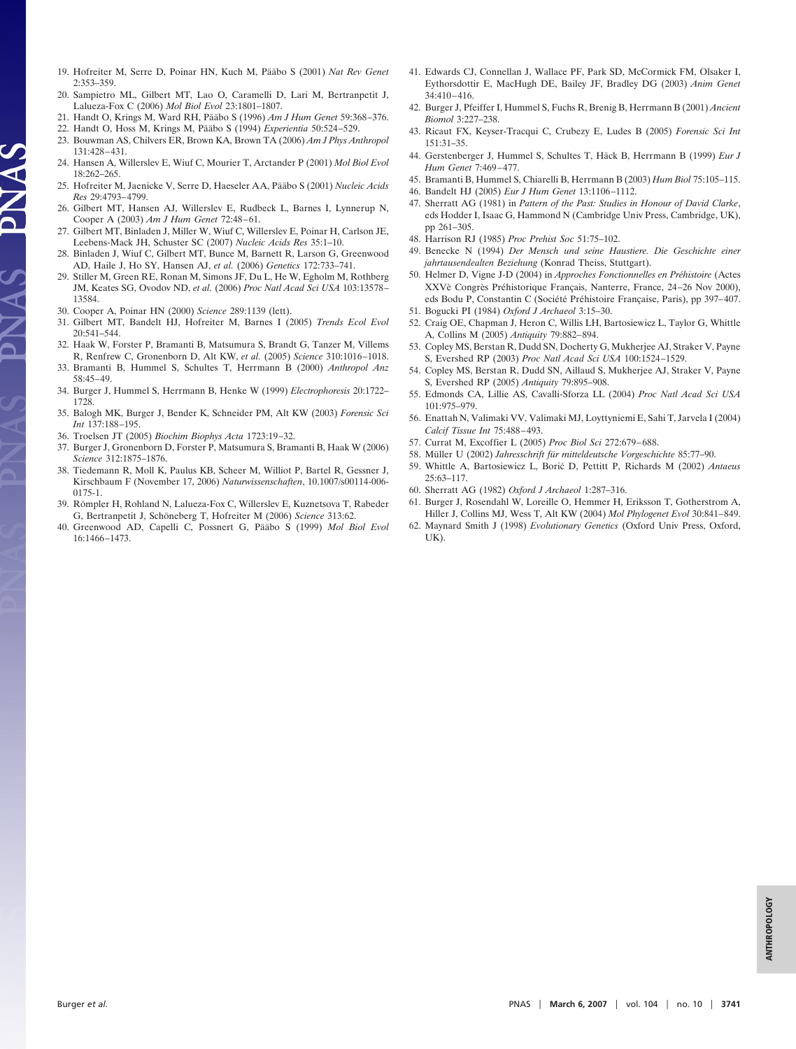19. Hofreiter M, Serre D, Poinar HN, Kuch M, Pääbo S (2001) *Nat Rev Genet* 2:353–359.
20. Sampietro ML, Gilbert MT, Lao O, Caramelli D, Lari M, Bertranpetit J, Lalueza-Fox C (2006) *Mol Biol Evol* 23:1801–1807.
21. Handt O, Krings M, Ward RH, Pääbo S (1996) *Am J Hum Genet* 59:368–376.
22. Handt O, Hoss M, Krings M, Pääbo S (1994) *Experientia* 50:524–529.
23. Bouwman AS, Chilvers ER, Brown KA, Brown TA (2006) *Am J Phys Anthropol* 131:428–431.
24. Hansen A, Willerslev E, Wiuf C, Mourier T, Arctander P (2001) *Mol Biol Evol* 18:262–265.
25. Hofreiter M, Jaenicke V, Serre D, Haeseler AA, Pääbo S (2001) *Nucleic Acids Res* 29:4793–4799.
26. Gilbert MT, Hansen AJ, Willerslev E, Rudbeck L, Barnes I, Lynnerup N, Cooper A (2003) *Am J Hum Genet* 72:48–61.
27. Gilbert MT, Binladen J, Miller W, Wiuf C, Willerslev E, Poinar H, Carlson JE, Leebens-Mack JH, Schuster SC (2007) *Nucleic Acids Res* 35:1–10.
28. Binladen J, Wiuf C, Gilbert MT, Bunce M, Barnett R, Larson G, Greenwood AD, Haile J, Ho SY, Hansen AJ, *et al.* (2006) *Genetics* 172:733–741.
29. Stiller M, Green RE, Ronan M, Simons JF, Du L, He W, Egholm M, Rothberg JM, Keates SG, Ovodov ND, *et al.* (2006) *Proc Natl Acad Sci USA* 103:13578–13584.
30. Cooper A, Poinar HN (2000) *Science* 289:1139 (lett).
31. Gilbert MT, Bandelt HJ, Hofreiter M, Barnes I (2005) *Trends Ecol Evol* 20:541–544.
32. Haak W, Forster P, Bramanti B, Matsumura S, Brandt G, Tanzer M, Villems R, Renfrew C, Gronenborn D, Alt KW, *et al.* (2005) *Science* 310:1016–1018.
33. Bramanti B, Hummel S, Schultes T, Herrmann B (2000) *Anthropol Anz* 58:45–49.
34. Burger J, Hummel S, Herrmann B, Henke W (1999) *Electrophoresis* 20:1722–1728.
35. Balogh MK, Burger J, Bender K, Schneider PM, Alt KW (2003) *Forensic Sci Int* 137:188–195.
36. Troelsen JT (2005) *Biochim Biophys Acta* 1723:19–32.
37. Burger J, Gronenborn D, Forster P, Matsumura S, Bramanti B, Haak W (2006) *Science* 312:1875–1876.
38. Tiedemann R, Moll K, Paulus KB, Scheer M, Williot P, Bartel R, Gessner J, Kirschbaum F (November 17, 2006) *Naturwissenschaften*, 10.1007/s00114-006-0175-1.
39. Römpler H, Rohland N, Lalueza-Fox C, Willerslev E, Kuznetsova T, Rabeder G, Bertranpetit J, Schöneberg T, Hofreiter M (2006) *Science* 313:62.
40. Greenwood AD, Capelli C, Possnert G, Pääbo S (1999) *Mol Biol Evol* 16:1466–1473.
41. Edwards CJ, Connellan J, Wallace PF, Park SD, McCormick FM, Olsaker I, Eythorsdottir E, MacHugh DE, Bailey JF, Bradley DG (2003) *Anim Genet* 34:410–416.
42. Burger J, Pfeiffer I, Hummel S, Fuchs R, Brenig B, Herrmann B (2001) *Ancient Biomol* 3:227–238.
43. Ricaut FX, Keyser-Tracqui C, Crubezy E, Ludes B (2005) *Forensic Sci Int* 151:31–35.
44. Gerstenberger J, Hummel S, Schultes T, Häck B, Herrmann B (1999) *Eur J Hum Genet* 7:469–477.
45. Bramanti B, Hummel S, Chiarelli B, Herrmann B (2003) *Hum Biol* 75:105–115.
46. Bandelt HJ (2005) *Eur J Hum Genet* 13:1106–1112.
47. Sherratt AG (1981) in *Pattern of the Past: Studies in Honour of David Clarke*, eds Hodder I, Isaac G, Hammond N (Cambridge Univ Press, Cambridge, UK), pp 261–305.
48. Harrison RJ (1985) *Proc Prehist Soc* 51:75–102.
49. Benecke N (1994) *Der Mensch und seine Haustiere. Die Geschichte einer jahrtausendealten Beziehung* (Konrad Theiss, Stuttgart).
50. Helmer D, Vigne J-D (2004) in *Approches Fonctionnelles en Préhistoire* (Actes XXVè Congrès Préhistorique Français, Nanterre, France, 24–26 Nov 2000), eds Bodu P, Constantin C (Société Préhistoire Française, Paris), pp 397–407.
51. Bogucki PI (1984) *Oxford J Archaeol* 3:15–30.
52. Craig OE, Chapman J, Heron C, Willis LH, Bartosiewicz L, Taylor G, Whittle A, Collins M (2005) *Antiquity* 79:882–894.
53. Copley MS, Berstan R, Dudd SN, Docherty G, Mukherjee AJ, Straker V, Payne S, Evershed RP (2003) *Proc Natl Acad Sci USA* 100:1524–1529.
54. Copley MS, Berstan R, Dudd SN, Aillaud S, Mukherjee AJ, Straker V, Payne S, Evershed RP (2005) *Antiquity* 79:895–908.
55. Edmonds CA, Lillie AS, Cavalli-Sforza LL (2004) *Proc Natl Acad Sci USA* 101:975–979.
56. Enattah N, Valimaki VV, Valimaki MJ, Loyttyniemi E, Sahi T, Jarvela I (2004) *Calcif Tissue Int* 75:488–493.
57. Currat M, Excoffier L (2005) *Proc Biol Sci* 272:679–688.
58. Müller U (2002) *Jahresschrift für mitteldeutsche Vorgeschichte* 85:77–90.
59. Whittle A, Bartosiewicz L, Borić D, Pettitt P, Richards M (2002) *Antaeus* 25:63–117.
60. Sherratt AG (1982) *Oxford J Archaeol* 1:287–316.
61. Burger J, Rosendahl W, Loreille O, Hemmer H, Eriksson T, Gotherstrom A, Hiller J, Collins MJ, Wess T, Alt KW (2004) *Mol Phylogenet Evol* 30:841–849.
62. Maynard Smith J (1998) *Evolutionary Genetics* (Oxford Univ Press, Oxford, UK).